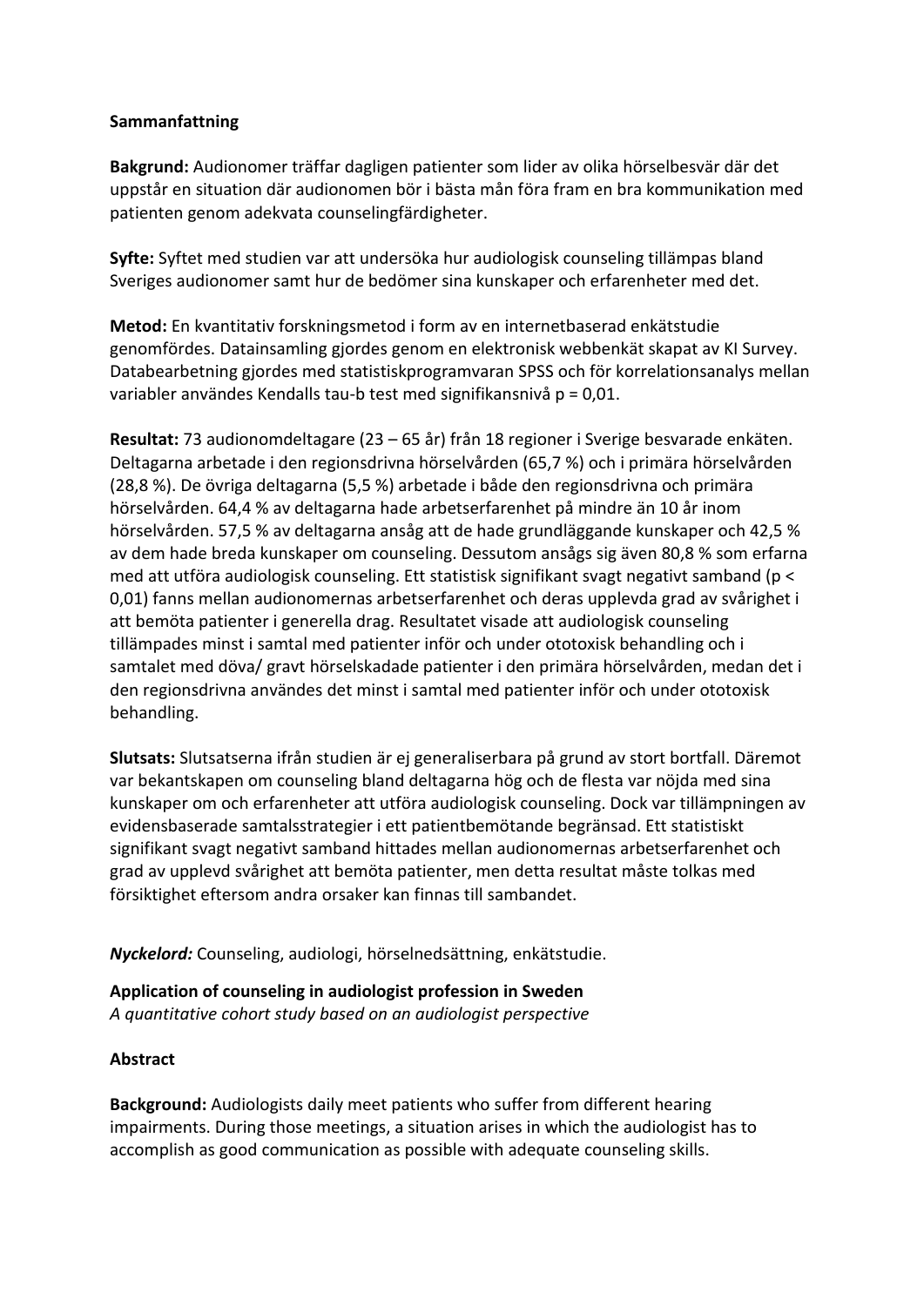**Sammanfattning**

**Bakgrund:** Audionomer träffar dagligen patienter som lider av olika hörselbesvär där det uppstår en situation där audionomen bör i bästa mån föra fram en bra kommunikation med patienten genom adekvata counselingfärdigheter.

**Syfte:** Syftet med studien var att undersöka hur audiologisk counseling tillämpas bland Sveriges audionomer samt hur de bedömer sina kunskaper och erfarenheter med det.

**Metod:** En kvantitativ forskningsmetod i form av en internetbaserad enkätstudie genomfördes. Datainsamling gjordes genom en elektronisk webbenkät skapat av KI Survey. Databearbetning gjordes med statistikprogramvaran SPSS och för korrelationsanalys mellan variabler användes Kendalls tau-b test med signifikansnivå $p = 0{,}01$.

**Resultat:** 73 audionomdeltagare (23 – 65 år) från 18 regioner i Sverige besvarade enkäten. Deltagarna arbetade i den regionsdrivna hörselvården (65,7 %) och i primära hörselvården (28,8 %). De övriga deltagarna (5,5 %) arbetade i både den regionsdrivna och primära hörselvården. 64,4 % av deltagarna hade arbetserfarenhet på mindre än 10 år inom hörselvården. 57,5 % av deltagarna ansåg att de hade grundläggande kunskaper och 42,5 % av dem hade breda kunskaper om counseling. Dessutom ansågs sig även 80,8 % som erfarna med att utföra audiologisk counseling. Ett statistisk signifikant svagt negativt samband ($p < 0{,}01$) fanns mellan audionomernas arbetserfarenhet och deras upplevda grad av svårighet i att bemöta patienter i generella drag. Resultatet visade att audiologisk counseling tillämpades minst i samtal med patienter inför och under ototoxisk behandling och i samtalet med döva/ gravt hörselskadade patienter i den primära hörselvården, medan det i den regionsdrivna användes det minst i samtal med patienter inför och under ototoxisk behandling.

**Slutsats:** Slutsatserna ifrån studien är ej generaliserbara på grund av stort bortfall. Däremot var bekantskapen om counseling bland deltagarna hög och de flesta var nöjda med sina kunskaper om och erfarenheter att utföra audiologisk counseling. Dock var tillämpningen av evidensbaserade samtalsstrategier i ett patientbemötande begränsad. Ett statistiskt signifikant svagt negativt samband hittades mellan audionomernas arbetserfarenhet och grad av upplevd svårighet att bemöta patienter, men detta resultat måste tolkas med försiktighet eftersom andra orsaker kan finnas till sambandet.

***Nyckelord:*** Counseling, audiologi, hörselnedsättning, enkätstudie.

**Application of counseling in audiologist profession in Sweden**
*A quantitative cohort study based on an audiologist perspective*

**Abstract**

**Background:** Audiologists daily meet patients who suffer from different hearing impairments. During those meetings, a situation arises in which the audiologist has to accomplish as good communication as possible with adequate counseling skills.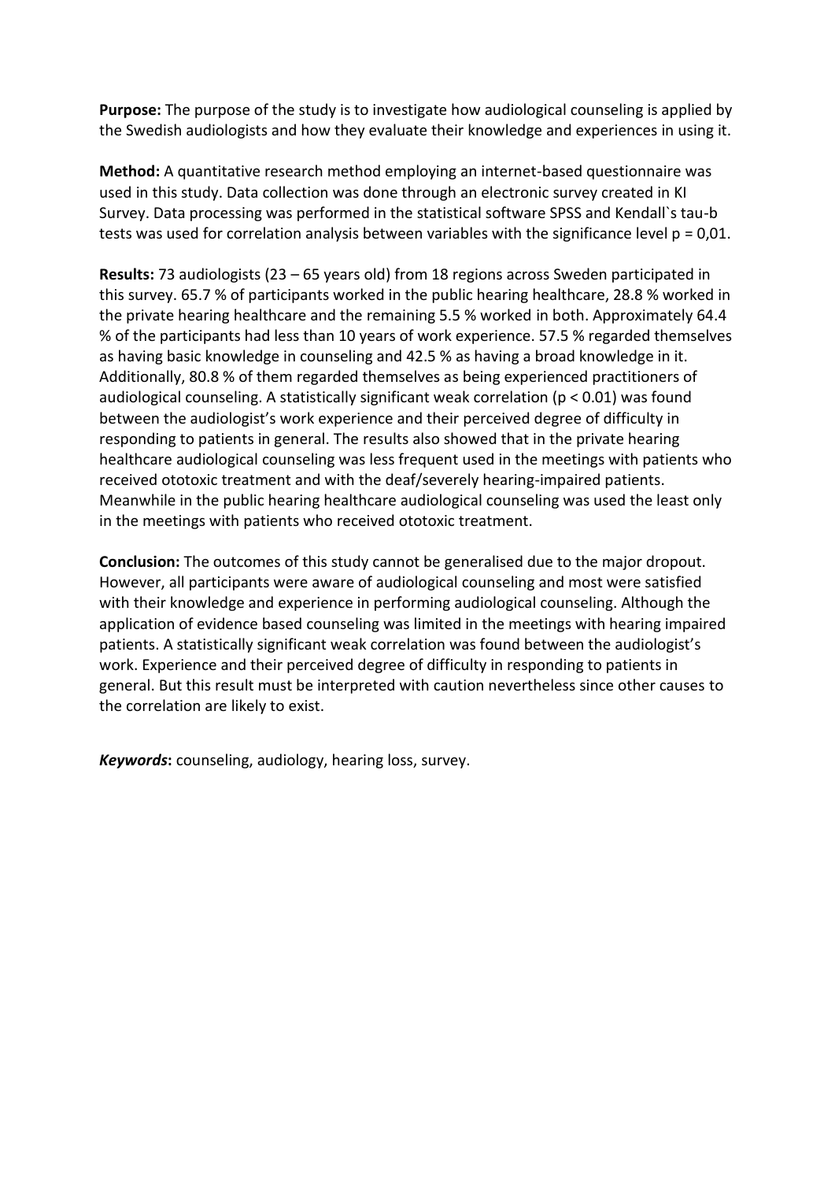**Purpose:** The purpose of the study is to investigate how audiological counseling is applied by the Swedish audiologists and how they evaluate their knowledge and experiences in using it.

**Method:** A quantitative research method employing an internet-based questionnaire was used in this study. Data collection was done through an electronic survey created in KI Survey. Data processing was performed in the statistical software SPSS and Kendall`s tau-b tests was used for correlation analysis between variables with the significance level $p = 0{,}01$.

**Results:** 73 audiologists (23 – 65 years old) from 18 regions across Sweden participated in this survey. 65.7 % of participants worked in the public hearing healthcare, 28.8 % worked in the private hearing healthcare and the remaining 5.5 % worked in both. Approximately 64.4 % of the participants had less than 10 years of work experience. 57.5 % regarded themselves as having basic knowledge in counseling and 42.5 % as having a broad knowledge in it. Additionally, 80.8 % of them regarded themselves as being experienced practitioners of audiological counseling. A statistically significant weak correlation ($p < 0.01$) was found between the audiologist's work experience and their perceived degree of difficulty in responding to patients in general. The results also showed that in the private hearing healthcare audiological counseling was less frequent used in the meetings with patients who received ototoxic treatment and with the deaf/severely hearing-impaired patients. Meanwhile in the public hearing healthcare audiological counseling was used the least only in the meetings with patients who received ototoxic treatment.

**Conclusion:** The outcomes of this study cannot be generalised due to the major dropout. However, all participants were aware of audiological counseling and most were satisfied with their knowledge and experience in performing audiological counseling. Although the application of evidence based counseling was limited in the meetings with hearing impaired patients. A statistically significant weak correlation was found between the audiologist's work. Experience and their perceived degree of difficulty in responding to patients in general. But this result must be interpreted with caution nevertheless since other causes to the correlation are likely to exist.

***Keywords*:** counseling, audiology, hearing loss, survey.